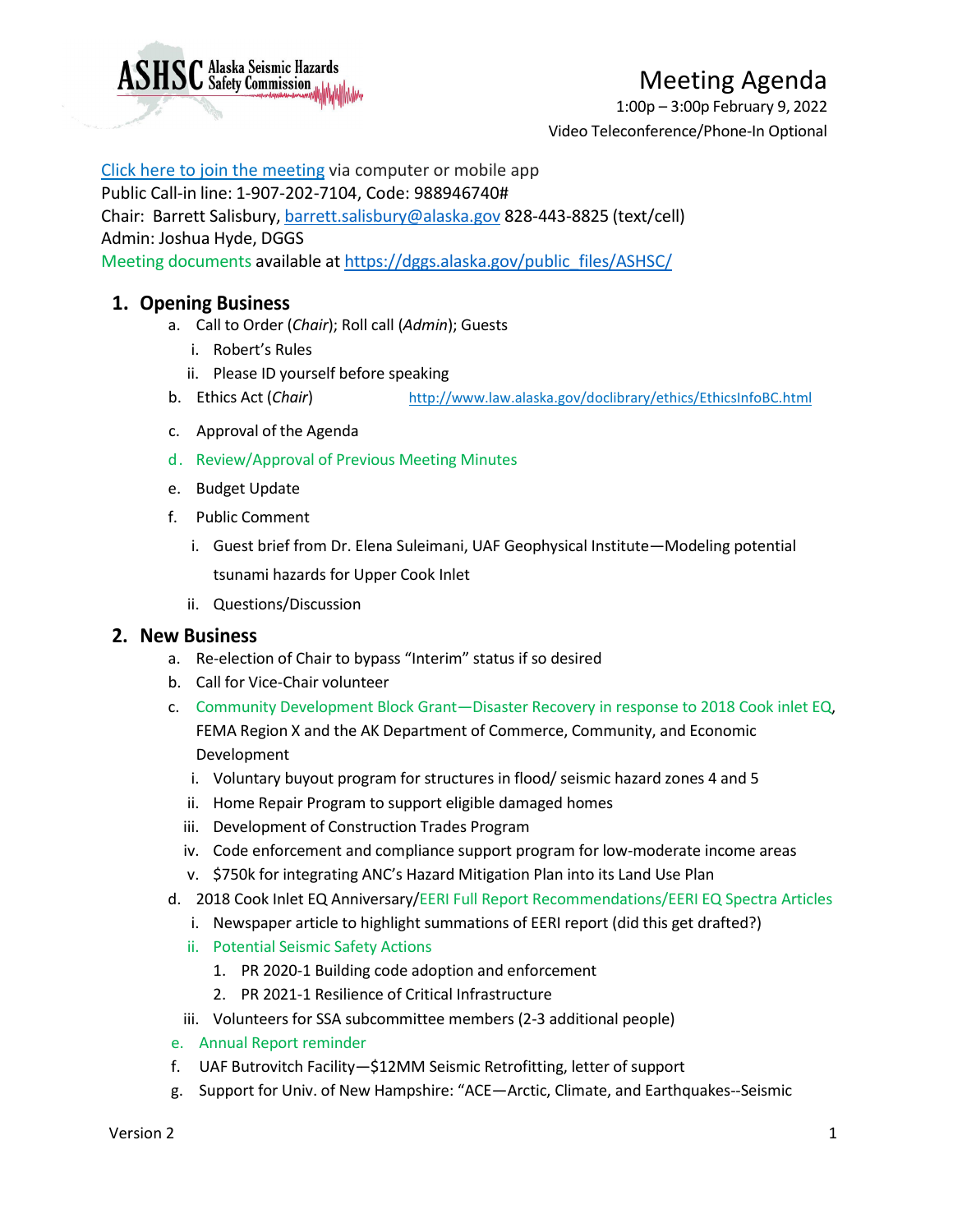ASHSC Alaska Seismic Hazards Safety Commission

# Meeting Agenda

1:00p – 3:00p February 9, 2022
Video Teleconference/Phone-In Optional

Click here to join the meeting via computer or mobile app
Public Call-in line: 1-907-202-7104, Code: 988946740#
Chair: Barrett Salisbury, barrett.salisbury@alaska.gov 828-443-8825 (text/cell)
Admin: Joshua Hyde, DGGS
Meeting documents available at https://dggs.alaska.gov/public_files/ASHSC/

## 1. Opening Business

a. Call to Order (*Chair*); Roll call (*Admin*); Guests
  i. Robert's Rules
  ii. Please ID yourself before speaking

b. Ethics Act (*Chair*) http://www.law.alaska.gov/doclibrary/ethics/EthicsInfoBC.html

c. Approval of the Agenda

d. Review/Approval of Previous Meeting Minutes

e. Budget Update

f. Public Comment
  i. Guest brief from Dr. Elena Suleimani, UAF Geophysical Institute—Modeling potential tsunami hazards for Upper Cook Inlet
  ii. Questions/Discussion

## 2. New Business

a. Re-election of Chair to bypass "Interim" status if so desired

b. Call for Vice-Chair volunteer

c. Community Development Block Grant—Disaster Recovery in response to 2018 Cook inlet EQ, FEMA Region X and the AK Department of Commerce, Community, and Economic Development
  i. Voluntary buyout program for structures in flood/ seismic hazard zones 4 and 5
  ii. Home Repair Program to support eligible damaged homes
  iii. Development of Construction Trades Program
  iv. Code enforcement and compliance support program for low-moderate income areas
  v. $750k for integrating ANC's Hazard Mitigation Plan into its Land Use Plan

d. 2018 Cook Inlet EQ Anniversary/EERI Full Report Recommendations/EERI EQ Spectra Articles
  i. Newspaper article to highlight summations of EERI report (did this get drafted?)
  ii. Potential Seismic Safety Actions
    1. PR 2020-1 Building code adoption and enforcement
    2. PR 2021-1 Resilience of Critical Infrastructure
  iii. Volunteers for SSA subcommittee members (2-3 additional people)

e. Annual Report reminder

f. UAF Butrovitch Facility—$12MM Seismic Retrofitting, letter of support

g. Support for Univ. of New Hampshire: "ACE—Arctic, Climate, and Earthquakes--Seismic

Version 2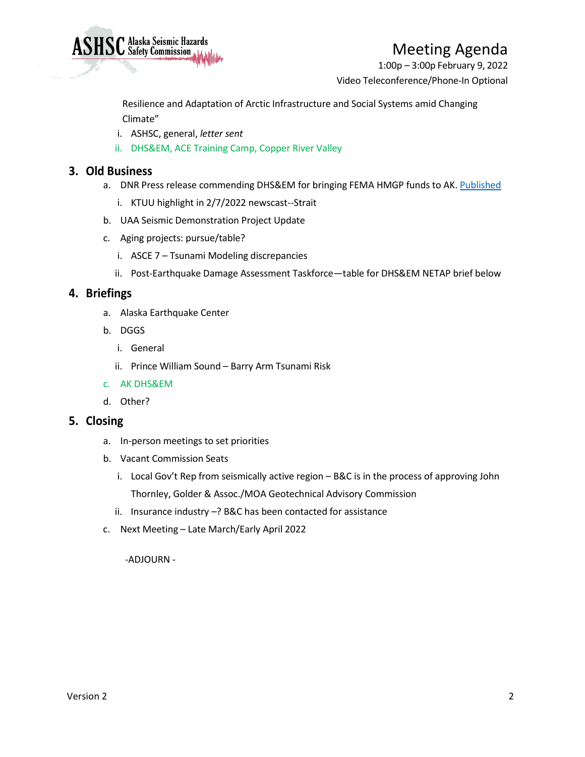Resilience and Adaptation of Arctic Infrastructure and Social Systems amid Changing Climate"

   i. ASHSC, general, *letter sent*
   ii. DHS&EM, ACE Training Camp, Copper River Valley

## 3. Old Business

a. DNR Press release commending DHS&EM for bringing FEMA HMGP funds to AK. Published
   i. KTUU highlight in 2/7/2022 newscast--Strait
b. UAA Seismic Demonstration Project Update
c. Aging projects: pursue/table?
   i. ASCE 7 – Tsunami Modeling discrepancies
   ii. Post-Earthquake Damage Assessment Taskforce—table for DHS&EM NETAP brief below

## 4. Briefings

a. Alaska Earthquake Center
b. DGGS
   i. General
   ii. Prince William Sound – Barry Arm Tsunami Risk
c. AK DHS&EM
d. Other?

## 5. Closing

a. In-person meetings to set priorities
b. Vacant Commission Seats
   i. Local Gov't Rep from seismically active region – B&C is in the process of approving John Thornley, Golder & Assoc./MOA Geotechnical Advisory Commission
   ii. Insurance industry –? B&C has been contacted for assistance
c. Next Meeting – Late March/Early April 2022

-ADJOURN -

Version 2